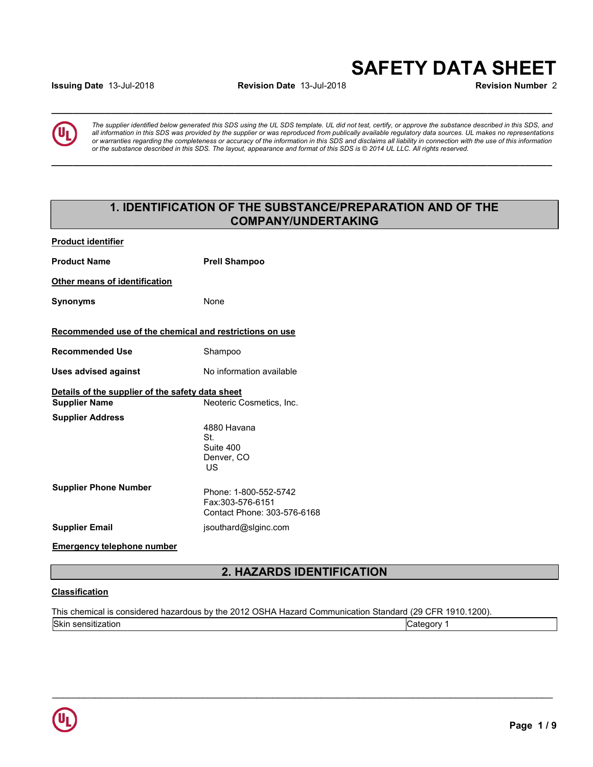# SAFETY DATA SHEET

**Issuing Date** 13-Jul-2018 **Revision Date** 13-Jul-2018 **Revision Number** 2

*The supplier identified below generated this SDS using the UL SDS template. UL did not test, certify, or approve the substance described in this SDS, and all information in this SDS was provided by the supplier or was reproduced from publically available regulatory data sources. UL makes no representations or warranties regarding the completeness or accuracy of the information in this SDS and disclaims all liability in connection with the use of this information or the substance described in this SDS. The layout, appearance and format of this SDS is © 2014 UL LLC. All rights reserved.*

## 1. IDENTIFICATION OF THE SUBSTANCE/PREPARATION AND OF THE COMPANY/UNDERTAKING

**Product identifier**

**Product Name** **Prell Shampoo**

**Other means of identification**

**Synonyms** None

**Recommended use of the chemical and restrictions on use**

**Recommended Use** Shampoo

**Uses advised against** No information available

**Details of the supplier of the safety data sheet**

**Supplier Name** Neoteric Cosmetics, Inc.

**Supplier Address**
4880 Havana
St.
Suite 400
Denver, CO
US

**Supplier Phone Number**
Phone: 1-800-552-5742
Fax:303-576-6151
Contact Phone: 303-576-6168

**Supplier Email** jsouthard@slginc.com

**Emergency telephone number**

## 2. HAZARDS IDENTIFICATION

**Classification**

This chemical is considered hazardous by the 2012 OSHA Hazard Communication Standard (29 CFR 1910.1200).

| Skin sensitization | Category 1 |
|---|---|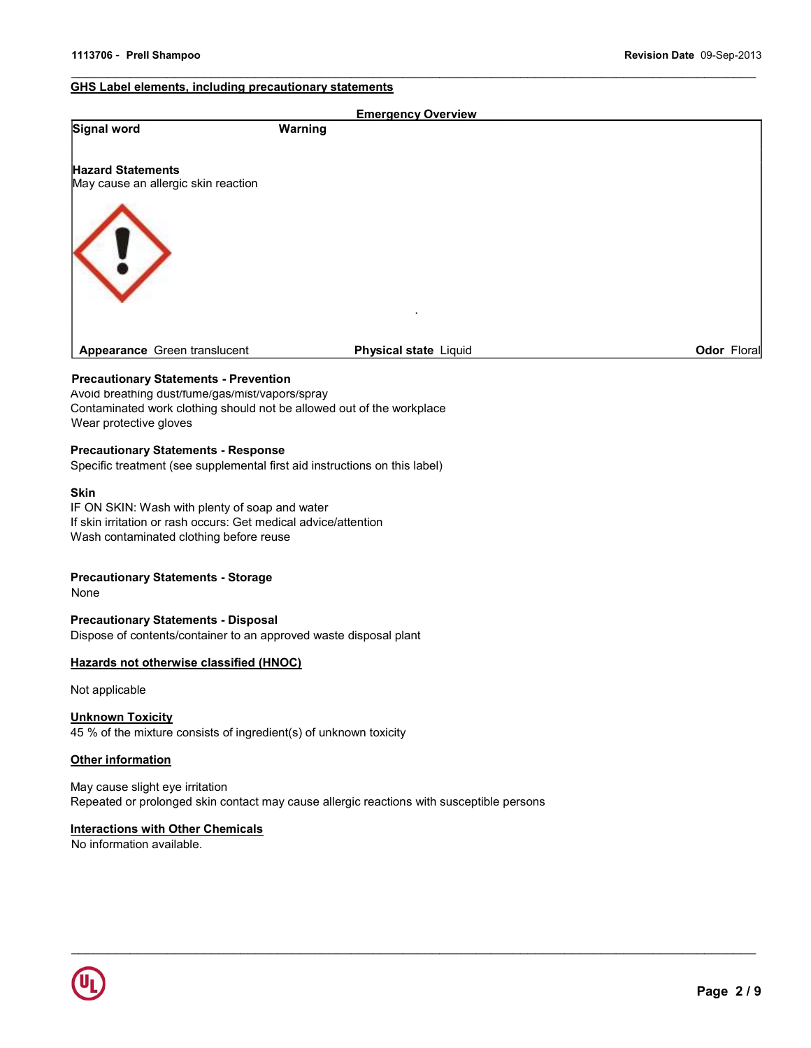## GHS Label elements, including precautionary statements

**Emergency Overview**

**Signal word** **Warning**

**Hazard Statements**
May cause an allergic skin reaction

**Appearance** Green translucent **Physical state** Liquid **Odor** Floral

**Precautionary Statements - Prevention**
Avoid breathing dust/fume/gas/mist/vapors/spray
Contaminated work clothing should not be allowed out of the workplace
Wear protective gloves

**Precautionary Statements - Response**
Specific treatment (see supplemental first aid instructions on this label)

**Skin**
IF ON SKIN: Wash with plenty of soap and water
If skin irritation or rash occurs: Get medical advice/attention
Wash contaminated clothing before reuse

**Precautionary Statements - Storage**
None

**Precautionary Statements - Disposal**
Dispose of contents/container to an approved waste disposal plant

## Hazards not otherwise classified (HNOC)

Not applicable

## Unknown Toxicity
45 % of the mixture consists of ingredient(s) of unknown toxicity

## Other information

May cause slight eye irritation
Repeated or prolonged skin contact may cause allergic reactions with susceptible persons

## Interactions with Other Chemicals
No information available.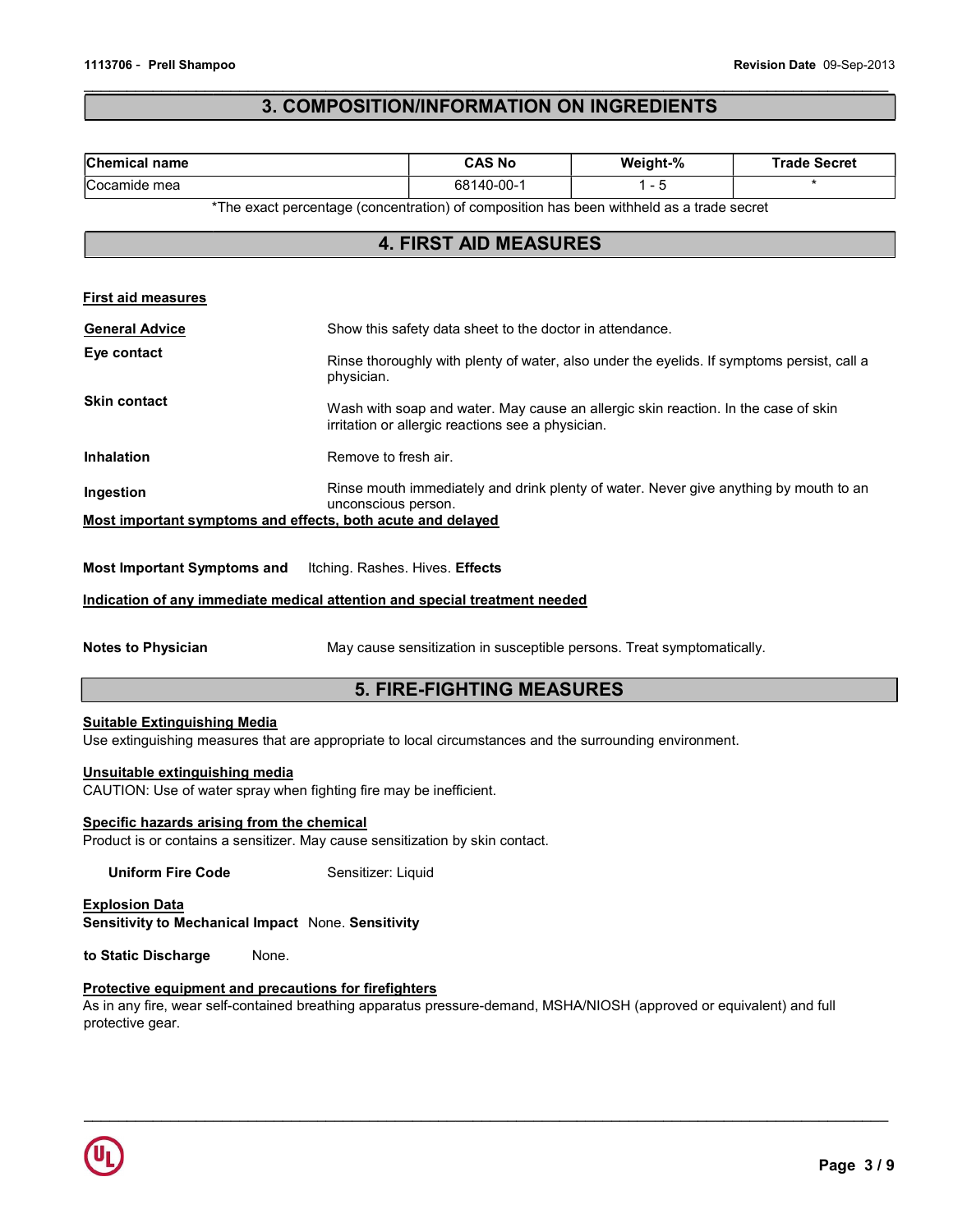## 3. COMPOSITION/INFORMATION ON INGREDIENTS

| Chemical name | CAS No | Weight-% | Trade Secret |
|---|---|---|---|
| Cocamide mea | 68140-00-1 | 1 - 5 | * |

*The exact percentage (concentration) of composition has been withheld as a trade secret

## 4. FIRST AID MEASURES

**First aid measures**

**General Advice** Show this safety data sheet to the doctor in attendance.

**Eye contact** Rinse thoroughly with plenty of water, also under the eyelids. If symptoms persist, call a physician.

**Skin contact** Wash with soap and water. May cause an allergic skin reaction. In the case of skin irritation or allergic reactions see a physician.

**Inhalation** Remove to fresh air.

**Ingestion** Rinse mouth immediately and drink plenty of water. Never give anything by mouth to an unconscious person.

**Most important symptoms and effects, both acute and delayed**

**Most Important Symptoms and Effects** Itching. Rashes. Hives.

**Indication of any immediate medical attention and special treatment needed**

**Notes to Physician** May cause sensitization in susceptible persons. Treat symptomatically.

## 5. FIRE-FIGHTING MEASURES

**Suitable Extinguishing Media**

Use extinguishing measures that are appropriate to local circumstances and the surrounding environment.

**Unsuitable extinguishing media**

CAUTION: Use of water spray when fighting fire may be inefficient.

**Specific hazards arising from the chemical**

Product is or contains a sensitizer. May cause sensitization by skin contact.

**Uniform Fire Code** Sensitizer: Liquid

**Explosion Data**

**Sensitivity to Mechanical Impact** None.

**Sensitivity to Static Discharge** None.

**Protective equipment and precautions for firefighters**

As in any fire, wear self-contained breathing apparatus pressure-demand, MSHA/NIOSH (approved or equivalent) and full protective gear.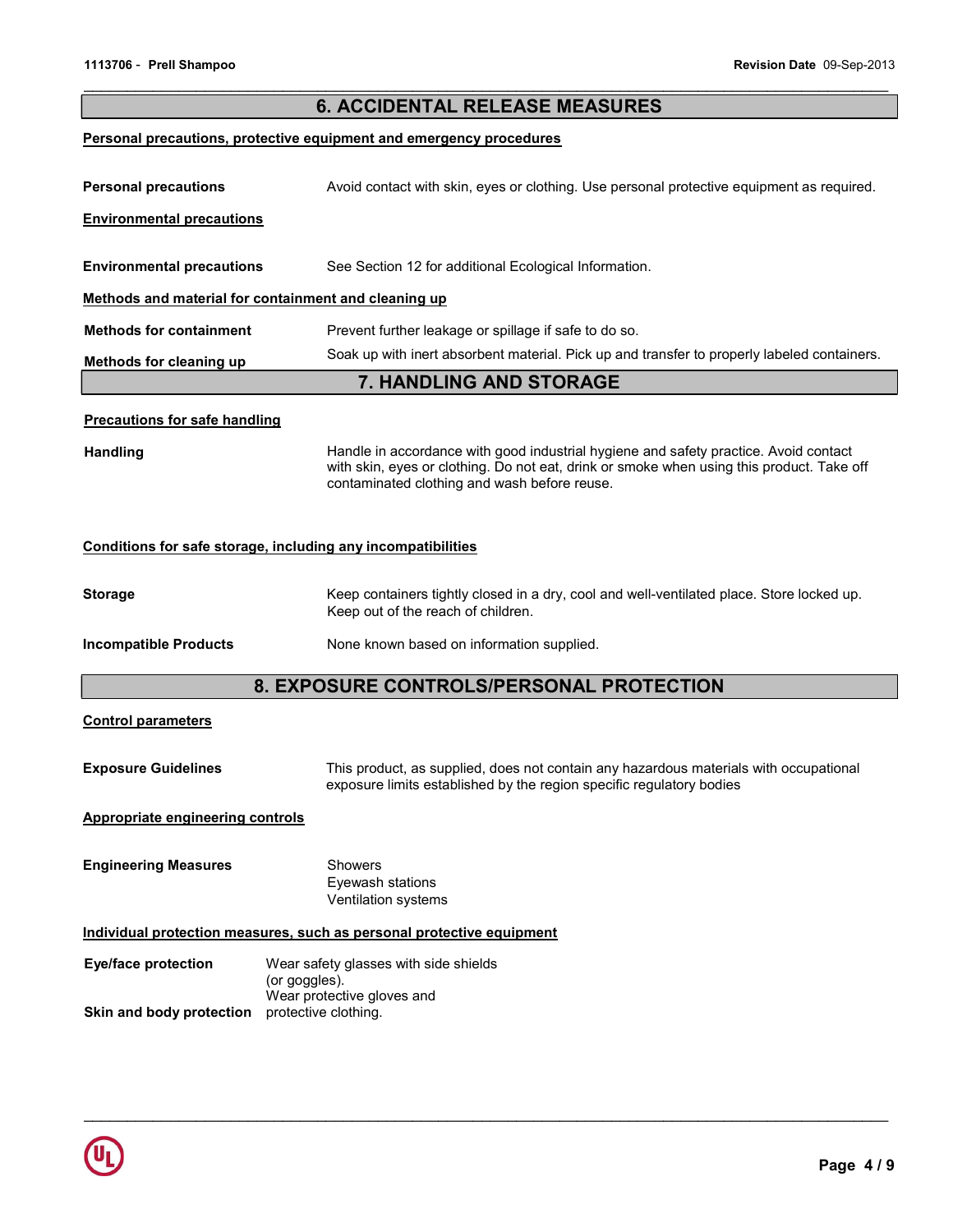## 6. ACCIDENTAL RELEASE MEASURES

**Personal precautions, protective equipment and emergency procedures**

**Personal precautions** Avoid contact with skin, eyes or clothing. Use personal protective equipment as required.

**Environmental precautions**

**Environmental precautions** See Section 12 for additional Ecological Information.

**Methods and material for containment and cleaning up**

**Methods for containment** Prevent further leakage or spillage if safe to do so.

**Methods for cleaning up** Soak up with inert absorbent material. Pick up and transfer to properly labeled containers.

## 7. HANDLING AND STORAGE

**Precautions for safe handling**

**Handling** Handle in accordance with good industrial hygiene and safety practice. Avoid contact with skin, eyes or clothing. Do not eat, drink or smoke when using this product. Take off contaminated clothing and wash before reuse.

**Conditions for safe storage, including any incompatibilities**

**Storage** Keep containers tightly closed in a dry, cool and well-ventilated place. Store locked up. Keep out of the reach of children.

**Incompatible Products** None known based on information supplied.

## 8. EXPOSURE CONTROLS/PERSONAL PROTECTION

**Control parameters**

**Exposure Guidelines** This product, as supplied, does not contain any hazardous materials with occupational exposure limits established by the region specific regulatory bodies

**Appropriate engineering controls**

**Engineering Measures**
Showers
Eyewash stations
Ventilation systems

**Individual protection measures, such as personal protective equipment**

**Eye/face protection** Wear safety glasses with side shields (or goggles).

**Skin and body protection** Wear protective gloves and protective clothing.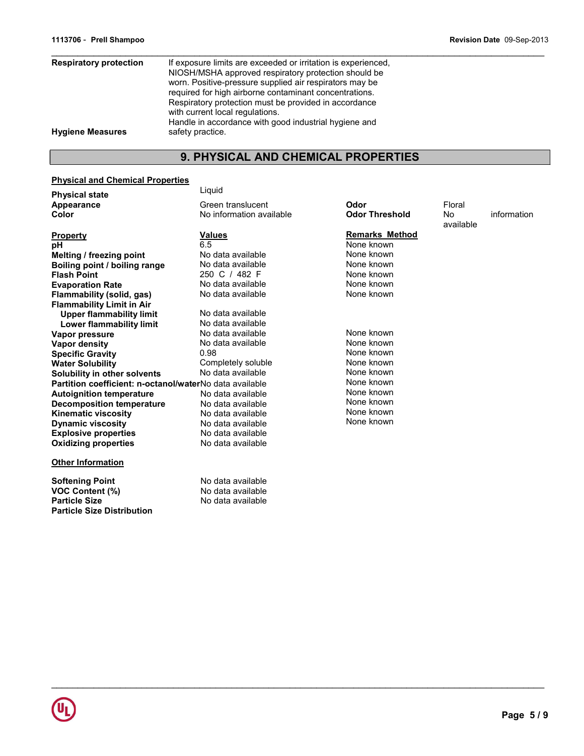| | |
|---|---|
| **Respiratory protection** | If exposure limits are exceeded or irritation is experienced, NIOSH/MSHA approved respiratory protection should be worn. Positive-pressure supplied air respirators may be required for high airborne contaminant concentrations. Respiratory protection must be provided in accordance with current local regulations. |
| **Hygiene Measures** | Handle in accordance with good industrial hygiene and safety practice. |

## 9. PHYSICAL AND CHEMICAL PROPERTIES

**Physical and Chemical Properties**

| | | | |
|---|---|---|---|
| **Physical state** | Liquid | | |
| **Appearance** | Green translucent | **Odor** | Floral |
| **Color** | No information available | **Odor Threshold** | No information available |

| **Property** | **Values** | **Remarks Method** |
|---|---|---|
| **pH** | 6.5 | None known |
| **Melting / freezing point** | No data available | None known |
| **Boiling point / boiling range** | No data available | None known |
| **Flash Point** | 250 C / 482 F | None known |
| **Evaporation Rate** | No data available | None known |
| **Flammability (solid, gas)** | No data available | None known |
| **Flammability Limit in Air** | | |
| **Upper flammability limit** | No data available | |
| **Lower flammability limit** | No data available | |
| **Vapor pressure** | No data available | None known |
| **Vapor density** | No data available | None known |
| **Specific Gravity** | 0.98 | None known |
| **Water Solubility** | Completely soluble | None known |
| **Solubility in other solvents** | No data available | None known |
| **Partition coefficient: n-octanol/water** | No data available | None known |
| **Autoignition temperature** | No data available | None known |
| **Decomposition temperature** | No data available | None known |
| **Kinematic viscosity** | No data available | None known |
| **Dynamic viscosity** | No data available | None known |
| **Explosive properties** | No data available | |
| **Oxidizing properties** | No data available | |

**Other Information**

| | |
|---|---|
| **Softening Point** | No data available |
| **VOC Content (%)** | No data available |
| **Particle Size** | No data available |
| **Particle Size Distribution** | |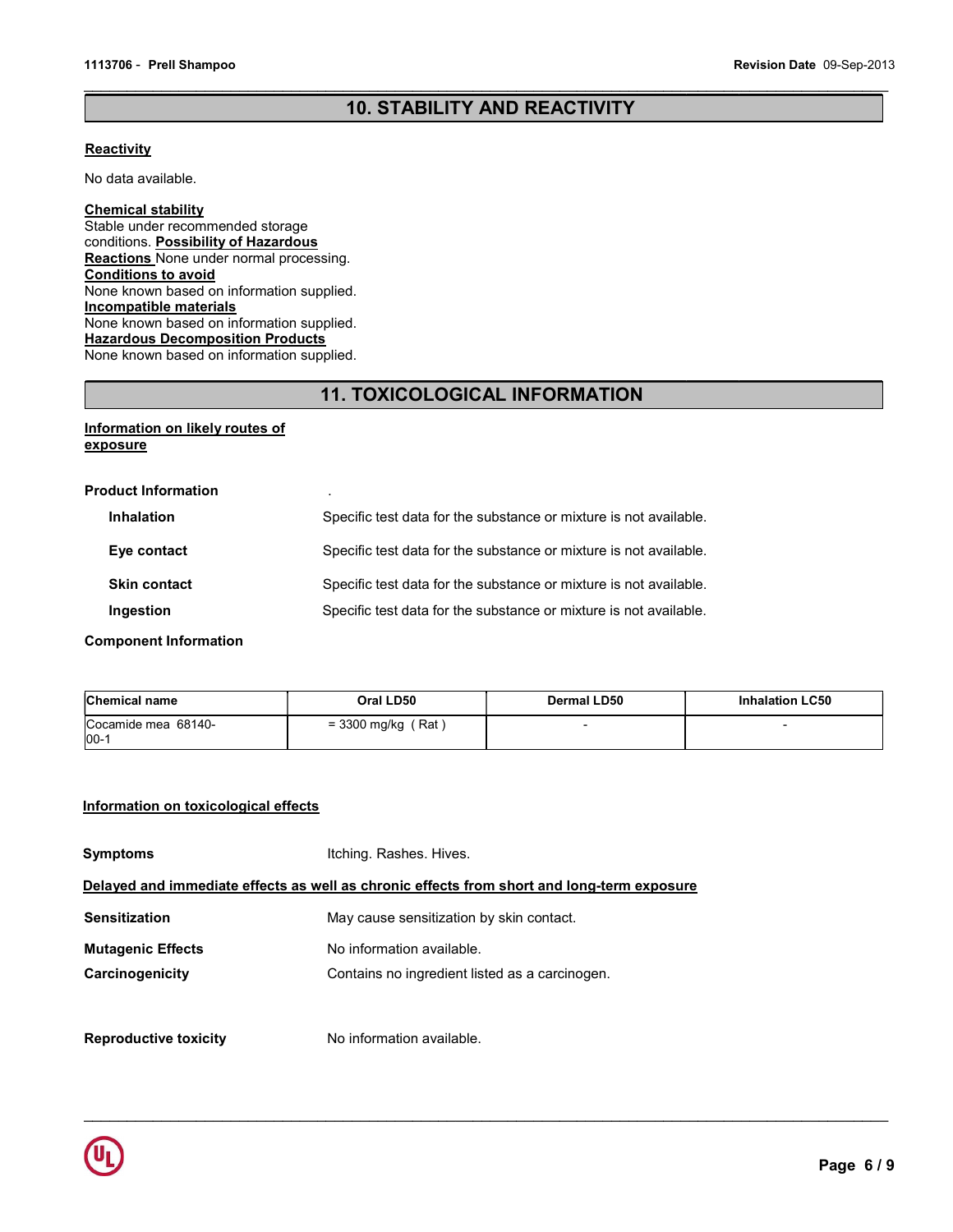## 10. STABILITY AND REACTIVITY

**Reactivity**

No data available.

**Chemical stability**

Stable under recommended storage conditions.

**Possibility of Hazardous Reactions**

None under normal processing.

**Conditions to avoid**

None known based on information supplied.

**Incompatible materials**

None known based on information supplied.

**Hazardous Decomposition Products**

None known based on information supplied.

## 11. TOXICOLOGICAL INFORMATION

**Information on likely routes of exposure**

**Product Information** .

| | |
|---|---|
| **Inhalation** | Specific test data for the substance or mixture is not available. |
| **Eye contact** | Specific test data for the substance or mixture is not available. |
| **Skin contact** | Specific test data for the substance or mixture is not available. |
| **Ingestion** | Specific test data for the substance or mixture is not available. |

**Component Information**

| Chemical name | Oral LD50 | Dermal LD50 | Inhalation LC50 |
|---|---|---|---|
| Cocamide mea 68140-00-1 | = 3300 mg/kg ( Rat ) | - | - |

**Information on toxicological effects**

| | |
|---|---|
| **Symptoms** | Itching. Rashes. Hives. |

**Delayed and immediate effects as well as chronic effects from short and long-term exposure**

| | |
|---|---|
| **Sensitization** | May cause sensitization by skin contact. |
| **Mutagenic Effects** | No information available. |
| **Carcinogenicity** | Contains no ingredient listed as a carcinogen. |
| **Reproductive toxicity** | No information available. |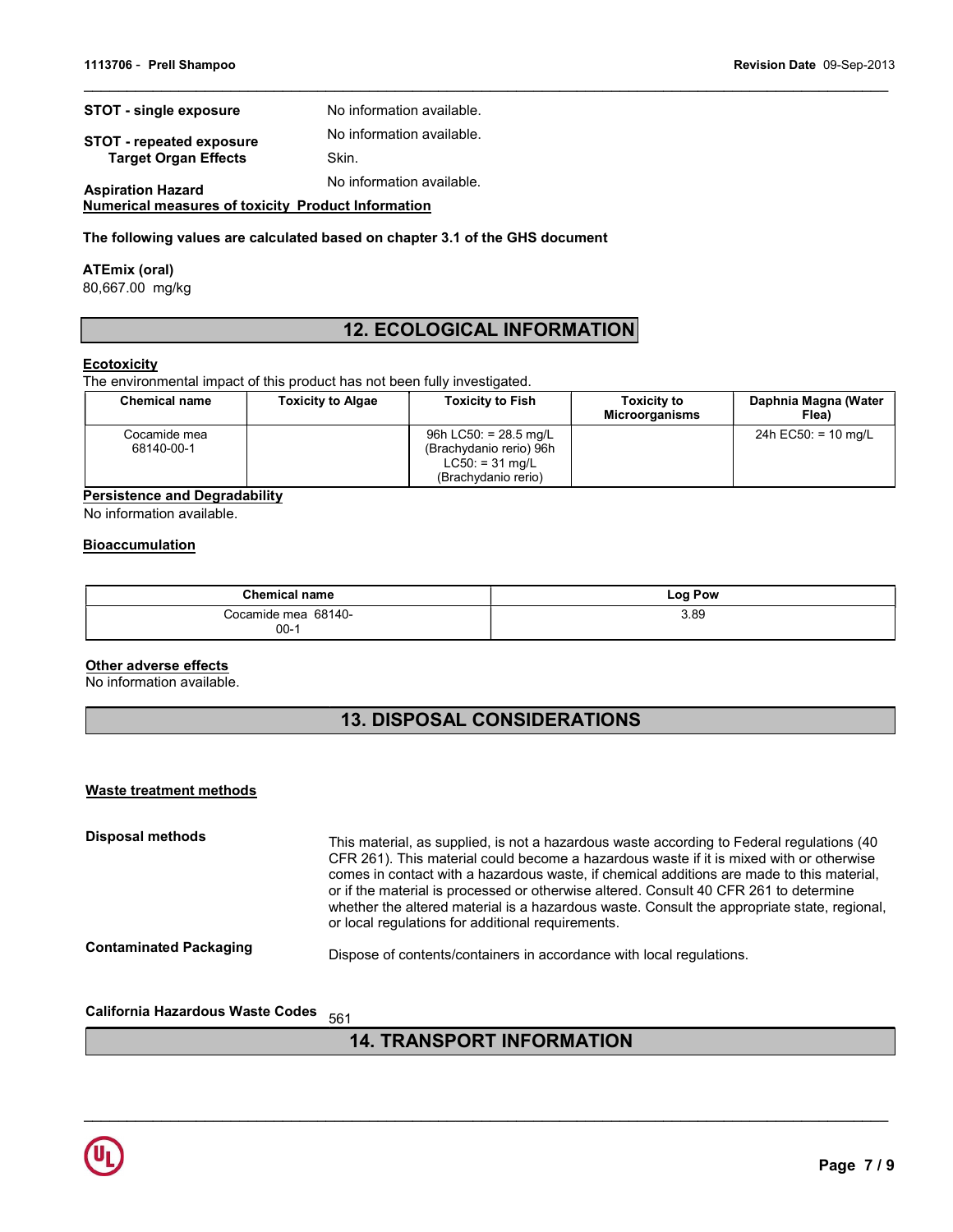**STOT - single exposure** No information available.

**STOT - repeated exposure** No information available.

**Target Organ Effects** Skin.

**Aspiration Hazard** No information available.

**Numerical measures of toxicity Product Information**

**The following values are calculated based on chapter 3.1 of the GHS document**

**ATEmix (oral)**
80,667.00 mg/kg

## 12. ECOLOGICAL INFORMATION

**Ecotoxicity**

The environmental impact of this product has not been fully investigated.

| Chemical name | Toxicity to Algae | Toxicity to Fish | Toxicity to Microorganisms | Daphnia Magna (Water Flea) |
|---|---|---|---|---|
| Cocamide mea 68140-00-1 | | 96h LC50: = 28.5 mg/L (Brachydanio rerio) 96h LC50: = 31 mg/L (Brachydanio rerio) | | 24h EC50: = 10 mg/L |

**Persistence and Degradability**

No information available.

**Bioaccumulation**

| Chemical name | Log Pow |
|---|---|
| Cocamide mea 68140-00-1 | 3.89 |

**Other adverse effects**

No information available.

## 13. DISPOSAL CONSIDERATIONS

**Waste treatment methods**

**Disposal methods** This material, as supplied, is not a hazardous waste according to Federal regulations (40 CFR 261). This material could become a hazardous waste if it is mixed with or otherwise comes in contact with a hazardous waste, if chemical additions are made to this material, or if the material is processed or otherwise altered. Consult 40 CFR 261 to determine whether the altered material is a hazardous waste. Consult the appropriate state, regional, or local regulations for additional requirements.

**Contaminated Packaging** Dispose of contents/containers in accordance with local regulations.

**California Hazardous Waste Codes** 561

## 14. TRANSPORT INFORMATION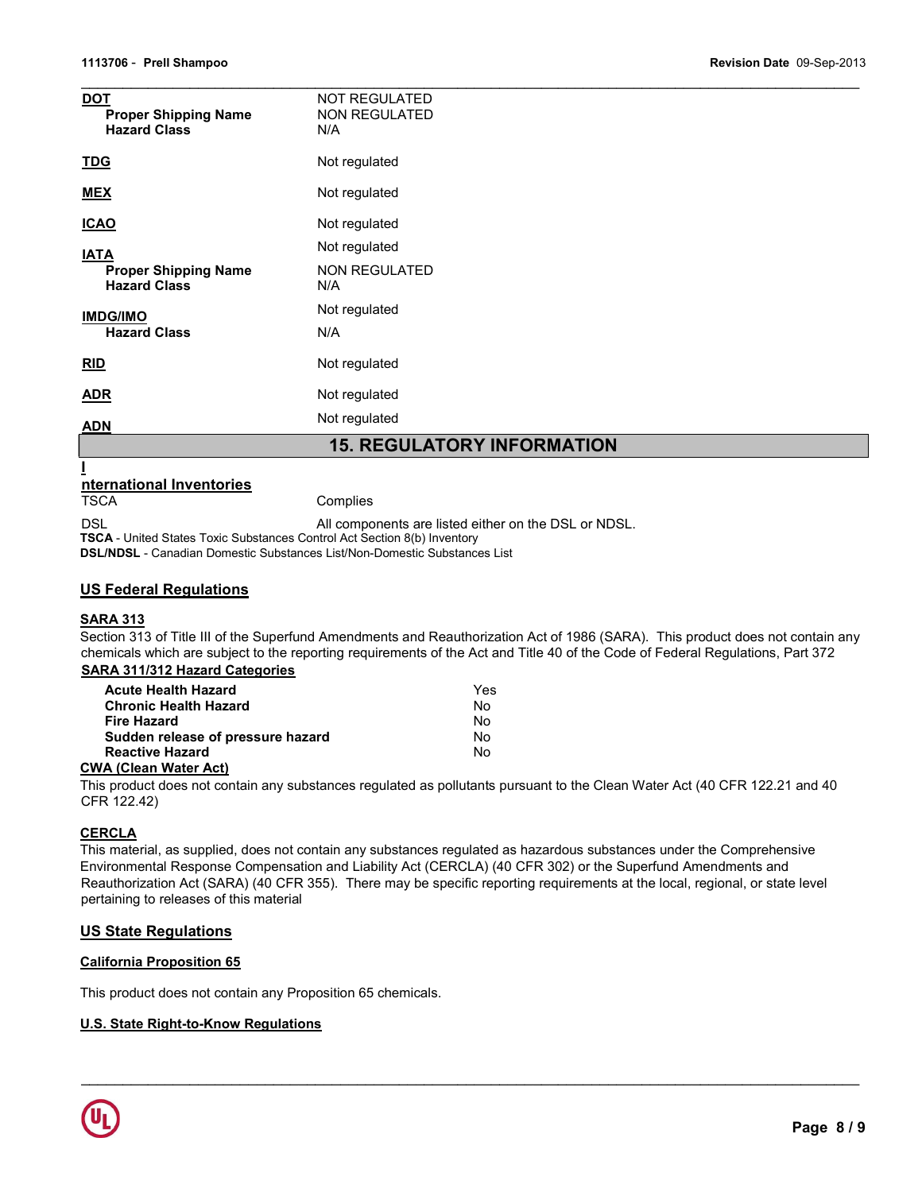| | |
|---|---|
| **DOT** | NOT REGULATED |
| **Proper Shipping Name** | NON REGULATED |
| **Hazard Class** | N/A |
| **TDG** | Not regulated |
| **MEX** | Not regulated |
| **ICAO** | Not regulated |
| **IATA** | Not regulated |
| **Proper Shipping Name** | NON REGULATED |
| **Hazard Class** | N/A |
| **IMDG/IMO** | Not regulated |
| **Hazard Class** | N/A |
| **RID** | Not regulated |
| **ADR** | Not regulated |
| **ADN** | Not regulated |

## 15. REGULATORY INFORMATION

**International Inventories**

| | |
|---|---|
| TSCA | Complies |
| DSL | All components are listed either on the DSL or NDSL. |

**TSCA** - United States Toxic Substances Control Act Section 8(b) Inventory
**DSL/NDSL** - Canadian Domestic Substances List/Non-Domestic Substances List

### US Federal Regulations

**SARA 313**

Section 313 of Title III of the Superfund Amendments and Reauthorization Act of 1986 (SARA). This product does not contain any chemicals which are subject to the reporting requirements of the Act and Title 40 of the Code of Federal Regulations, Part 372

**SARA 311/312 Hazard Categories**

| | |
|---|---|
| **Acute Health Hazard** | Yes |
| **Chronic Health Hazard** | No |
| **Fire Hazard** | No |
| **Sudden release of pressure hazard** | No |
| **Reactive Hazard** | No |

**CWA (Clean Water Act)**

This product does not contain any substances regulated as pollutants pursuant to the Clean Water Act (40 CFR 122.21 and 40 CFR 122.42)

**CERCLA**

This material, as supplied, does not contain any substances regulated as hazardous substances under the Comprehensive Environmental Response Compensation and Liability Act (CERCLA) (40 CFR 302) or the Superfund Amendments and Reauthorization Act (SARA) (40 CFR 355). There may be specific reporting requirements at the local, regional, or state level pertaining to releases of this material

### US State Regulations

**California Proposition 65**

This product does not contain any Proposition 65 chemicals.

**U.S. State Right-to-Know Regulations**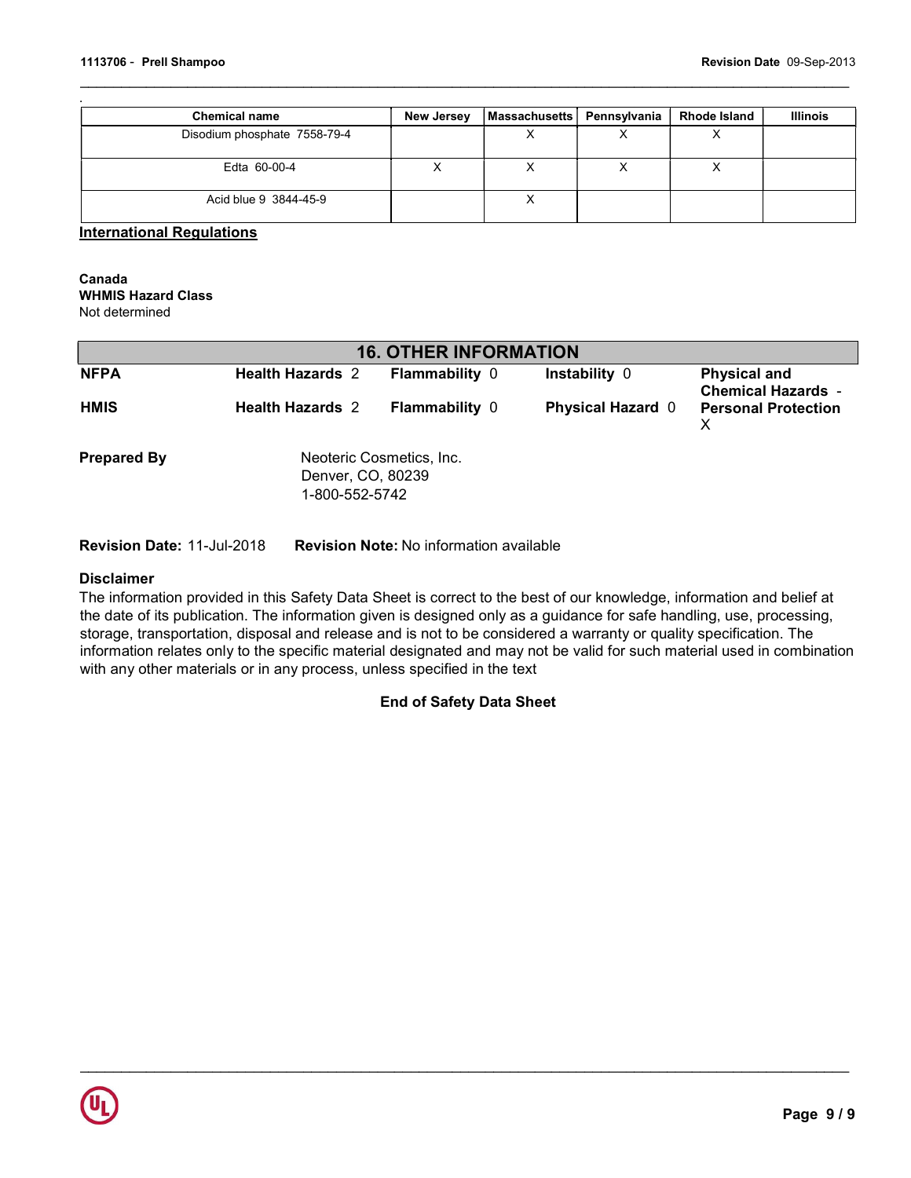| Chemical name | New Jersey | Massachusetts | Pennsylvania | Rhode Island | Illinois |
|---|---|---|---|---|---|
| Disodium phosphate 7558-79-4 | | X | X | X | |
| Edta 60-00-4 | X | X | X | X | |
| Acid blue 9 3844-45-9 | | X | | | |

**International Regulations**

**Canada**
**WHMIS Hazard Class**
Not determined

## 16. OTHER INFORMATION

| | | | | |
|---|---|---|---|---|
| **NFPA** | **Health Hazards** 2 | **Flammability** 0 | **Instability** 0 | **Physical and Chemical Hazards** - |
| **HMIS** | **Health Hazards** 2 | **Flammability** 0 | **Physical Hazard** 0 | **Personal Protection** X |

**Prepared By** Neoteric Cosmetics, Inc.
Denver, CO, 80239
1-800-552-5742

**Revision Date:** 11-Jul-2018 **Revision Note:** No information available

**Disclaimer**
The information provided in this Safety Data Sheet is correct to the best of our knowledge, information and belief at the date of its publication. The information given is designed only as a guidance for safe handling, use, processing, storage, transportation, disposal and release and is not to be considered a warranty or quality specification. The information relates only to the specific material designated and may not be valid for such material used in combination with any other materials or in any process, unless specified in the text

**End of Safety Data Sheet**